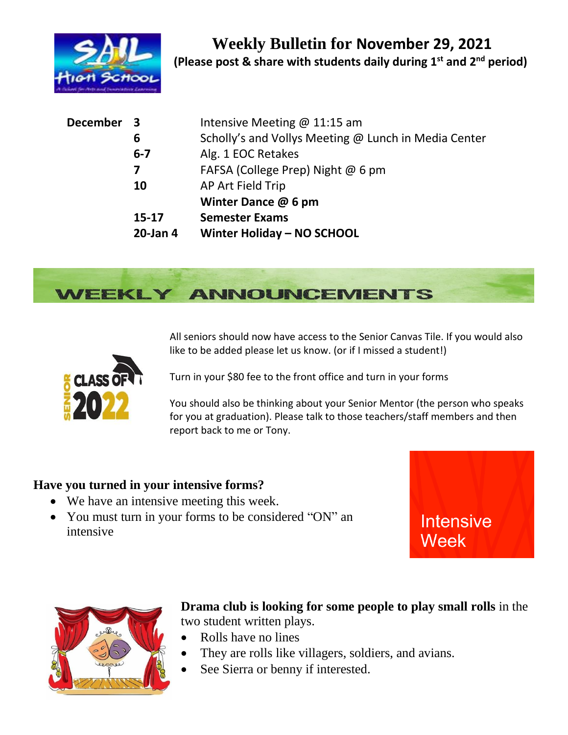# Weekly Bulletin for November 29, 2021

**(Please post & share with students daily during 1st and 2nd period)**

| | | |
|---|---|---|
| **December** | **3** | Intensive Meeting @ 11:15 am |
| | **6** | Scholly's and Vollys Meeting @ Lunch in Media Center |
| | **6-7** | Alg. 1 EOC Retakes |
| | **7** | FAFSA (College Prep) Night @ 6 pm |
| | **10** | AP Art Field Trip |
| | | **Winter Dance @ 6 pm** |
| | **15-17** | **Semester Exams** |
| | **20-Jan 4** | **Winter Holiday – NO SCHOOL** |

## WEEKLY ANNOUNCEMENTS

All seniors should now have access to the Senior Canvas Tile. If you would also like to be added please let us know. (or if I missed a student!)

Turn in your $80 fee to the front office and turn in your forms

You should also be thinking about your Senior Mentor (the person who speaks for you at graduation). Please talk to those teachers/staff members and then report back to me or Tony.

### Have you turned in your intensive forms?

- We have an intensive meeting this week.
- You must turn in your forms to be considered "ON" an intensive

Intensive Week

**Drama club is looking for some people to play small rolls** in the two student written plays.

- Rolls have no lines
- They are rolls like villagers, soldiers, and avians.
- See Sierra or benny if interested.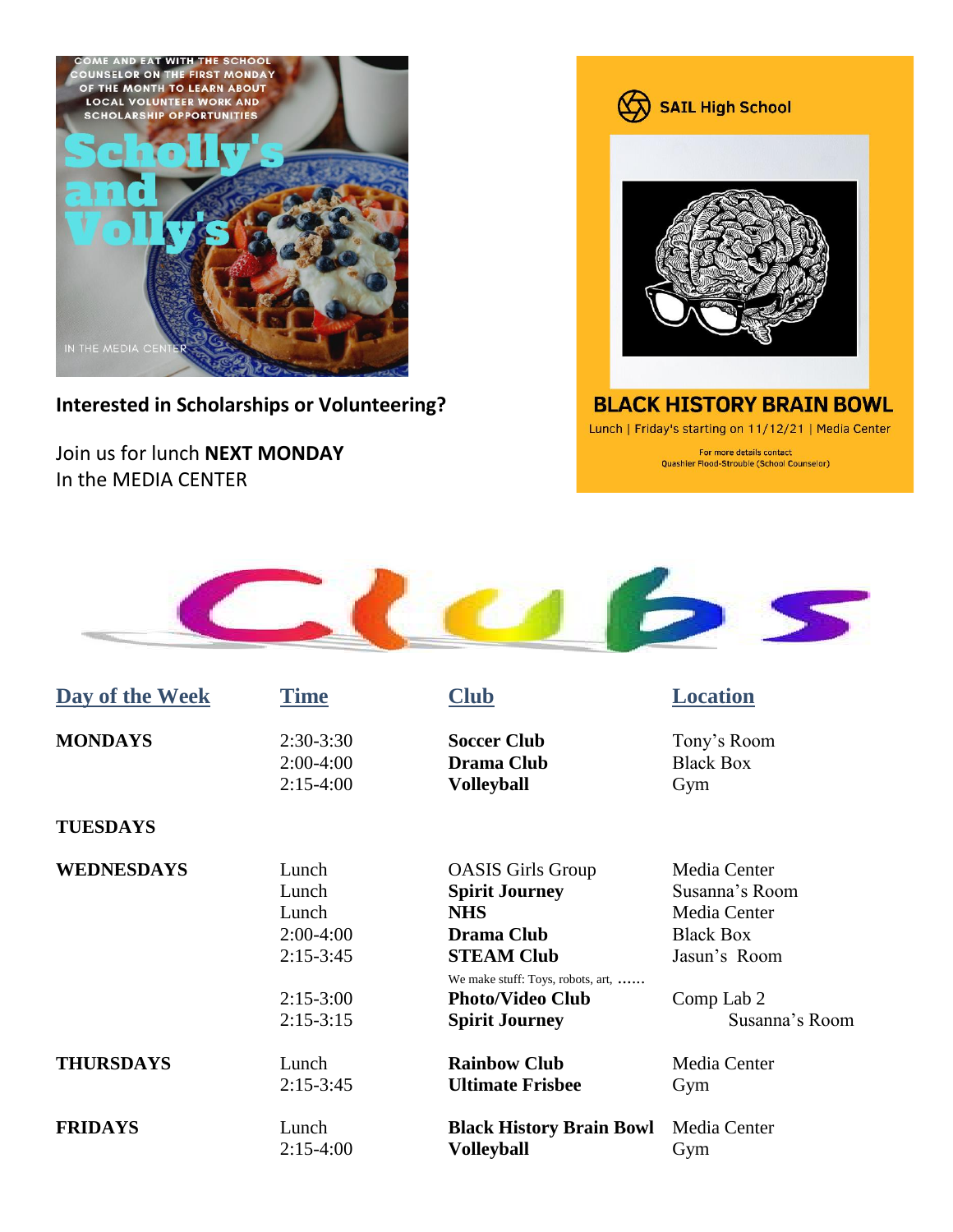COME AND EAT WITH THE SCHOOL COUNSELOR ON THE FIRST MONDAY OF THE MONTH TO LEARN ABOUT LOCAL VOLUNTEER WORK AND SCHOLARSHIP OPPORTUNITIES

# Scholly's and Volly's

IN THE MEDIA CENTER

**Interested in Scholarships or Volunteering?**

Join us for lunch **NEXT MONDAY**
In the MEDIA CENTER

SAIL High School

## BLACK HISTORY BRAIN BOWL

Lunch | Friday's starting on 11/12/21 | Media Center

For more details contact
Quashier Flood-Strouble (School Counselor)

# Clubs

| Day of the Week | Time | Club | Location |
|---|---|---|---|
| **MONDAYS** | 2:30-3:30 | **Soccer Club** | Tony's Room |
| | 2:00-4:00 | **Drama Club** | Black Box |
| | 2:15-4:00 | **Volleyball** | Gym |
| **TUESDAYS** | | | |
| **WEDNESDAYS** | Lunch | OASIS Girls Group | Media Center |
| | Lunch | **Spirit Journey** | Susanna's Room |
| | Lunch | **NHS** | Media Center |
| | 2:00-4:00 | **Drama Club** | Black Box |
| | 2:15-3:45 | **STEAM Club** We make stuff: Toys, robots, art, …… | Jasun's Room |
| | 2:15-3:00 | **Photo/Video Club** | Comp Lab 2 |
| | 2:15-3:15 | **Spirit Journey** | Susanna's Room |
| **THURSDAYS** | Lunch | **Rainbow Club** | Media Center |
| | 2:15-3:45 | **Ultimate Frisbee** | Gym |
| **FRIDAYS** | Lunch | **Black History Brain Bowl** | Media Center |
| | 2:15-4:00 | **Volleyball** | Gym |